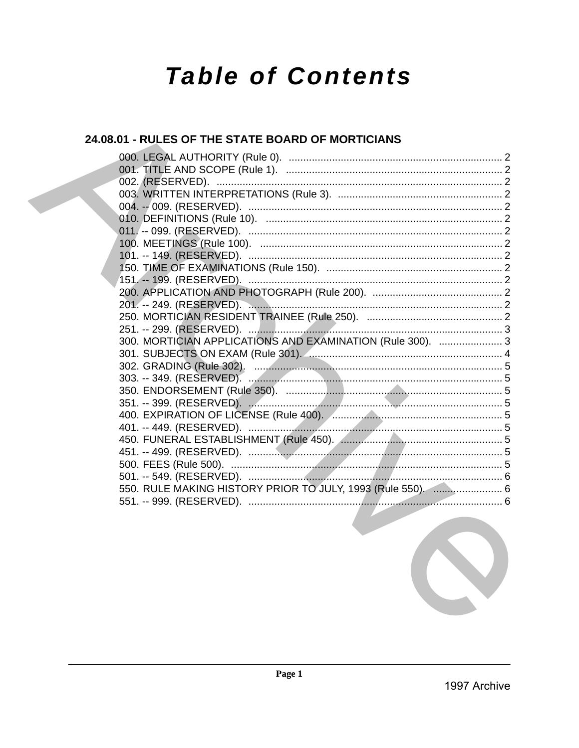# Table of Contents

## 24.08.01 - RULES OF THE STATE BOARD OF MORTICIANS

000. LEGAL AUTHORITY (Rule 0). .......... 2
001. TITLE AND SCOPE (Rule 1). .......... 2
002. (RESERVED). .......... 2
003. WRITTEN INTERPRETATIONS (Rule 3). .......... 2
004. -- 009. (RESERVED). .......... 2
010. DEFINITIONS (Rule 10). .......... 2
011. -- 099. (RESERVED). .......... 2
100. MEETINGS (Rule 100). .......... 2
101. -- 149. (RESERVED). .......... 2
150. TIME OF EXAMINATIONS (Rule 150). .......... 2
151. -- 199. (RESERVED). .......... 2
200. APPLICATION AND PHOTOGRAPH (Rule 200). .......... 2
201. -- 249. (RESERVED). .......... 2
250. MORTICIAN RESIDENT TRAINEE (Rule 250). .......... 2
251. -- 299. (RESERVED). .......... 3
300. MORTICIAN APPLICATIONS AND EXAMINATION (Rule 300). .......... 3
301. SUBJECTS ON EXAM (Rule 301). .......... 4
302. GRADING (Rule 302). .......... 5
303. -- 349. (RESERVED). .......... 5
350. ENDORSEMENT (Rule 350). .......... 5
351. -- 399. (RESERVED). .......... 5
400. EXPIRATION OF LICENSE (Rule 400). .......... 5
401. -- 449. (RESERVED). .......... 5
450. FUNERAL ESTABLISHMENT (Rule 450). .......... 5
451. -- 499. (RESERVED). .......... 5
500. FEES (Rule 500). .......... 5
501. -- 549. (RESERVED). .......... 6
550. RULE MAKING HISTORY PRIOR TO JULY, 1993 (Rule 550). .......... 6
551. -- 999. (RESERVED). .......... 6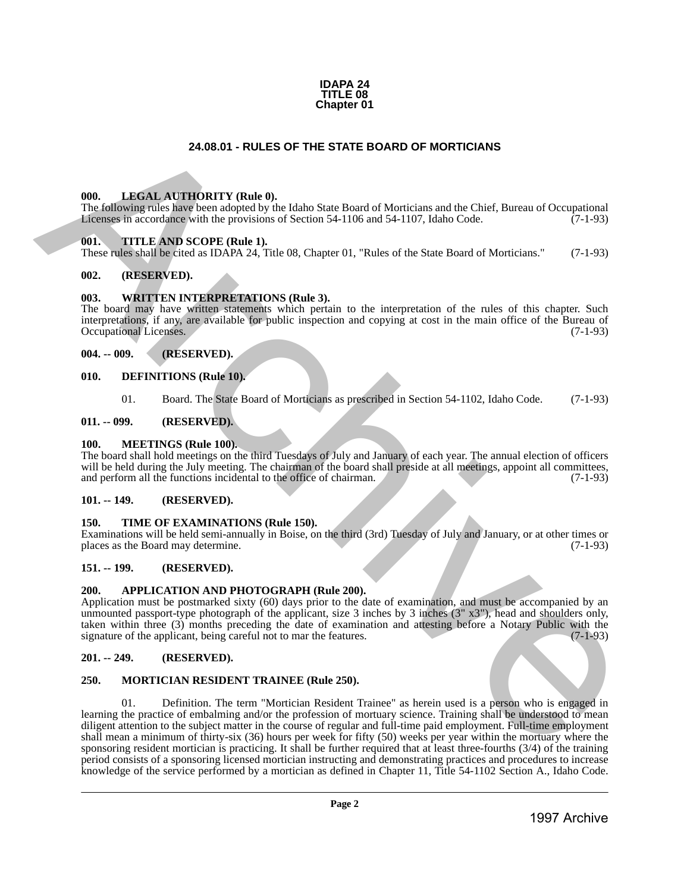**IDAPA 24**
**TITLE 08**
**Chapter 01**

# 24.08.01 - RULES OF THE STATE BOARD OF MORTICIANS

### 000. LEGAL AUTHORITY (Rule 0).

The following rules have been adopted by the Idaho State Board of Morticians and the Chief, Bureau of Occupational Licenses in accordance with the provisions of Section 54-1106 and 54-1107, Idaho Code. (7-1-93)

### 001. TITLE AND SCOPE (Rule 1).

These rules shall be cited as IDAPA 24, Title 08, Chapter 01, "Rules of the State Board of Morticians." (7-1-93)

### 002. (RESERVED).

### 003. WRITTEN INTERPRETATIONS (Rule 3).

The board may have written statements which pertain to the interpretation of the rules of this chapter. Such interpretations, if any, are available for public inspection and copying at cost in the main office of the Bureau of Occupational Licenses. (7-1-93)

### 004. -- 009. (RESERVED).

### 010. DEFINITIONS (Rule 10).

01. Board. The State Board of Morticians as prescribed in Section 54-1102, Idaho Code. (7-1-93)

### 011. -- 099. (RESERVED).

### 100. MEETINGS (Rule 100).

The board shall hold meetings on the third Tuesdays of July and January of each year. The annual election of officers will be held during the July meeting. The chairman of the board shall preside at all meetings, appoint all committees, and perform all the functions incidental to the office of chairman. (7-1-93)

### 101. -- 149. (RESERVED).

### 150. TIME OF EXAMINATIONS (Rule 150).

Examinations will be held semi-annually in Boise, on the third (3rd) Tuesday of July and January, or at other times or places as the Board may determine. (7-1-93)

### 151. -- 199. (RESERVED).

### 200. APPLICATION AND PHOTOGRAPH (Rule 200).

Application must be postmarked sixty (60) days prior to the date of examination, and must be accompanied by an unmounted passport-type photograph of the applicant, size 3 inches by 3 inches (3" x3"), head and shoulders only, taken within three (3) months preceding the date of examination and attesting before a Notary Public with the signature of the applicant, being careful not to mar the features. (7-1-93)

### 201. -- 249. (RESERVED).

### 250. MORTICIAN RESIDENT TRAINEE (Rule 250).

01. Definition. The term "Mortician Resident Trainee" as herein used is a person who is engaged in learning the practice of embalming and/or the profession of mortuary science. Training shall be understood to mean diligent attention to the subject matter in the course of regular and full-time paid employment. Full-time employment shall mean a minimum of thirty-six (36) hours per week for fifty (50) weeks per year within the mortuary where the sponsoring resident mortician is practicing. It shall be further required that at least three-fourths (3/4) of the training period consists of a sponsoring licensed mortician instructing and demonstrating practices and procedures to increase knowledge of the service performed by a mortician as defined in Chapter 11, Title 54-1102 Section A., Idaho Code.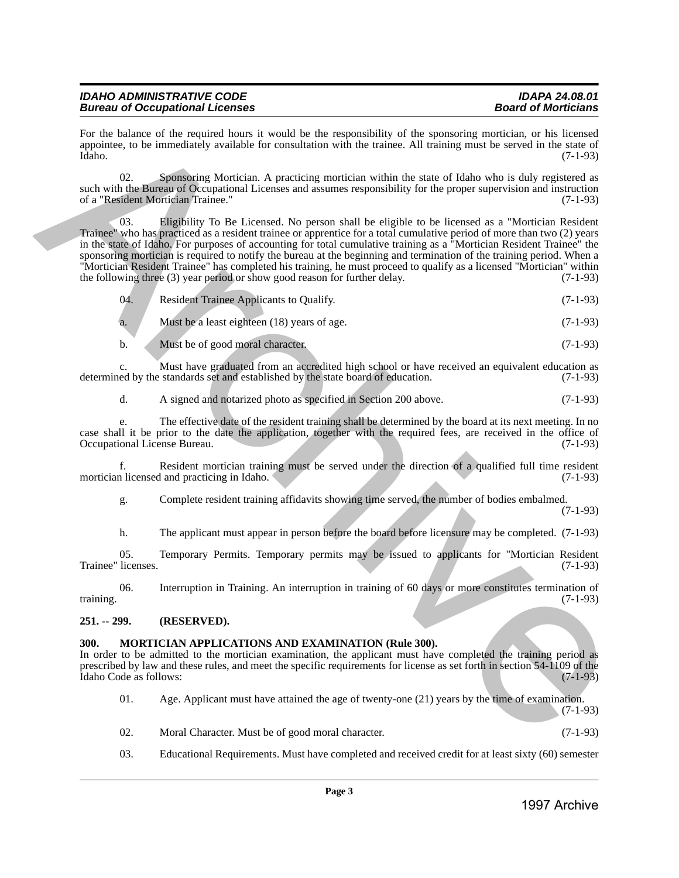For the balance of the required hours it would be the responsibility of the sponsoring mortician, or his licensed appointee, to be immediately available for consultation with the trainee. All training must be served in the state of Idaho. (7-1-93)

02. Sponsoring Mortician. A practicing mortician within the state of Idaho who is duly registered as such with the Bureau of Occupational Licenses and assumes responsibility for the proper supervision and instruction of a "Resident Mortician Trainee." (7-1-93)

03. Eligibility To Be Licensed. No person shall be eligible to be licensed as a "Mortician Resident Trainee" who has practiced as a resident trainee or apprentice for a total cumulative period of more than two (2) years in the state of Idaho. For purposes of accounting for total cumulative training as a "Mortician Resident Trainee" the sponsoring mortician is required to notify the bureau at the beginning and termination of the training period. When a "Mortician Resident Trainee" has completed his training, he must proceed to qualify as a licensed "Mortician" within the following three (3) year period or show good reason for further delay. (7-1-93)

04. Resident Trainee Applicants to Qualify. (7-1-93)

a. Must be a least eighteen (18) years of age. (7-1-93)

b. Must be of good moral character. (7-1-93)

c. Must have graduated from an accredited high school or have received an equivalent education as determined by the standards set and established by the state board of education. (7-1-93)

d. A signed and notarized photo as specified in Section 200 above. (7-1-93)

e. The effective date of the resident training shall be determined by the board at its next meeting. In no case shall it be prior to the date the application, together with the required fees, are received in the office of Occupational License Bureau. (7-1-93)

f. Resident mortician training must be served under the direction of a qualified full time resident mortician licensed and practicing in Idaho. (7-1-93)

g. Complete resident training affidavits showing time served, the number of bodies embalmed. (7-1-93)

h. The applicant must appear in person before the board before licensure may be completed. (7-1-93)

05. Temporary Permits. Temporary permits may be issued to applicants for "Mortician Resident Trainee" licenses. (7-1-93)

06. Interruption in Training. An interruption in training of 60 days or more constitutes termination of training. (7-1-93)

**251. -- 299. (RESERVED).**

**300. MORTICIAN APPLICATIONS AND EXAMINATION (Rule 300).**

In order to be admitted to the mortician examination, the applicant must have completed the training period as prescribed by law and these rules, and meet the specific requirements for license as set forth in section 54-1109 of the Idaho Code as follows: (7-1-93)

01. Age. Applicant must have attained the age of twenty-one (21) years by the time of examination. (7-1-93)

02. Moral Character. Must be of good moral character. (7-1-93)

03. Educational Requirements. Must have completed and received credit for at least sixty (60) semester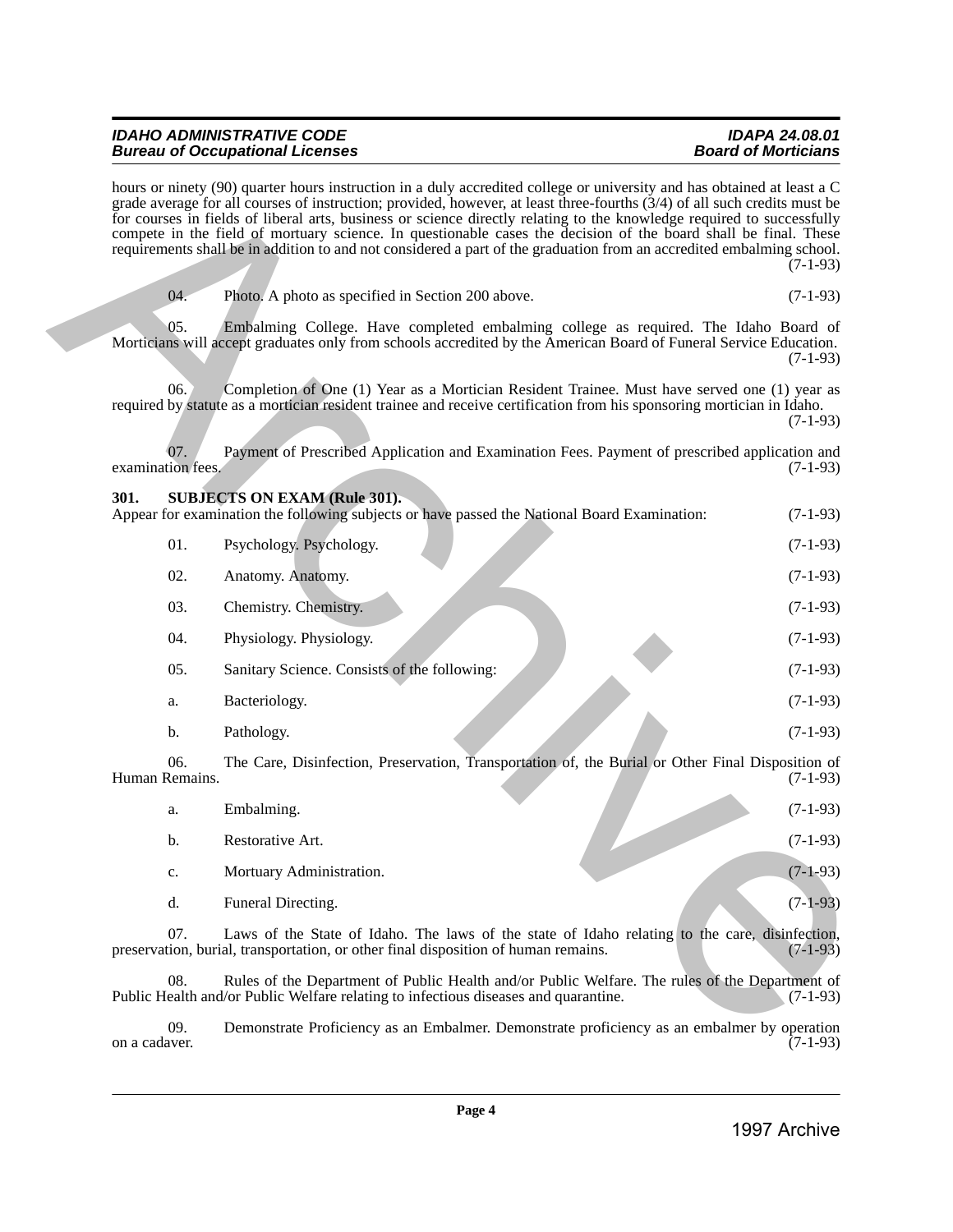hours or ninety (90) quarter hours instruction in a duly accredited college or university and has obtained at least a C grade average for all courses of instruction; provided, however, at least three-fourths (3/4) of all such credits must be for courses in fields of liberal arts, business or science directly relating to the knowledge required to successfully compete in the field of mortuary science. In questionable cases the decision of the board shall be final. These requirements shall be in addition to and not considered a part of the graduation from an accredited embalming school. (7-1-93)

04. Photo. A photo as specified in Section 200 above. (7-1-93)

05. Embalming College. Have completed embalming college as required. The Idaho Board of Morticians will accept graduates only from schools accredited by the American Board of Funeral Service Education. (7-1-93)

06. Completion of One (1) Year as a Mortician Resident Trainee. Must have served one (1) year as required by statute as a mortician resident trainee and receive certification from his sponsoring mortician in Idaho. (7-1-93)

07. Payment of Prescribed Application and Examination Fees. Payment of prescribed application and examination fees. (7-1-93)

**301. SUBJECTS ON EXAM (Rule 301).**

Appear for examination the following subjects or have passed the National Board Examination: (7-1-93)

01. Psychology. Psychology. (7-1-93)

02. Anatomy. Anatomy. (7-1-93)

03. Chemistry. Chemistry. (7-1-93)

04. Physiology. Physiology. (7-1-93)

05. Sanitary Science. Consists of the following: (7-1-93)

a. Bacteriology. (7-1-93)

b. Pathology. (7-1-93)

06. The Care, Disinfection, Preservation, Transportation of, the Burial or Other Final Disposition of Human Remains. (7-1-93)

a. Embalming. (7-1-93)

b. Restorative Art. (7-1-93)

c. Mortuary Administration. (7-1-93)

d. Funeral Directing. (7-1-93)

07. Laws of the State of Idaho. The laws of the state of Idaho relating to the care, disinfection, preservation, burial, transportation, or other final disposition of human remains. (7-1-93)

08. Rules of the Department of Public Health and/or Public Welfare. The rules of the Department of Public Health and/or Public Welfare relating to infectious diseases and quarantine. (7-1-93)

09. Demonstrate Proficiency as an Embalmer. Demonstrate proficiency as an embalmer by operation on a cadaver. (7-1-93)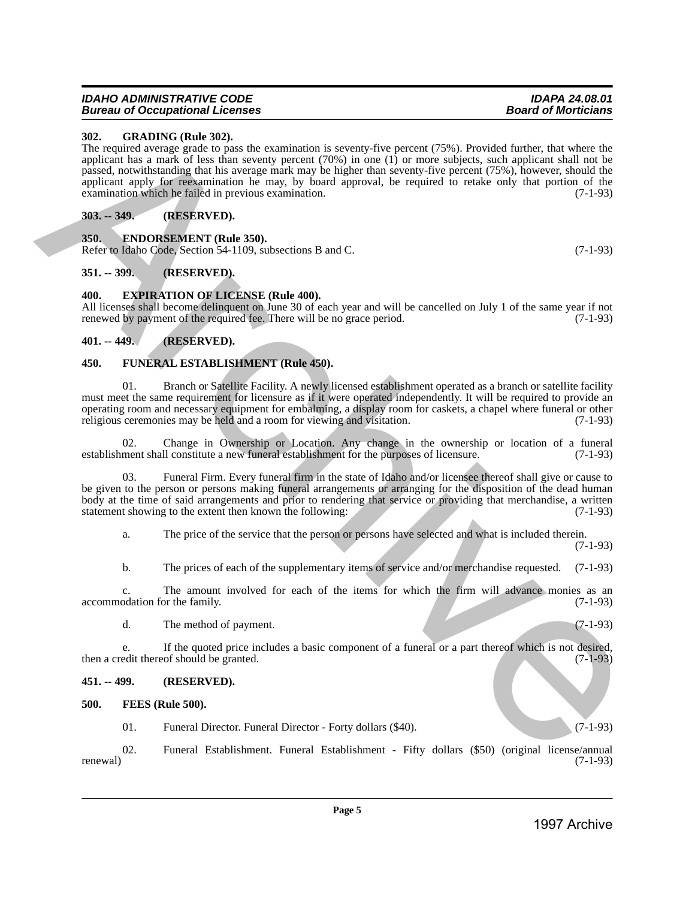**302. GRADING (Rule 302).**

The required average grade to pass the examination is seventy-five percent (75%). Provided further, that where the applicant has a mark of less than seventy percent (70%) in one (1) or more subjects, such applicant shall not be passed, notwithstanding that his average mark may be higher than seventy-five percent (75%), however, should the applicant apply for reexamination he may, by board approval, be required to retake only that portion of the examination which he failed in previous examination. (7-1-93)

**303. -- 349. (RESERVED).**

**350. ENDORSEMENT (Rule 350).**

Refer to Idaho Code, Section 54-1109, subsections B and C. (7-1-93)

**351. -- 399. (RESERVED).**

**400. EXPIRATION OF LICENSE (Rule 400).**

All licenses shall become delinquent on June 30 of each year and will be cancelled on July 1 of the same year if not renewed by payment of the required fee. There will be no grace period. (7-1-93)

**401. -- 449. (RESERVED).**

**450. FUNERAL ESTABLISHMENT (Rule 450).**

01. Branch or Satellite Facility. A newly licensed establishment operated as a branch or satellite facility must meet the same requirement for licensure as if it were operated independently. It will be required to provide an operating room and necessary equipment for embalming, a display room for caskets, a chapel where funeral or other religious ceremonies may be held and a room for viewing and visitation. (7-1-93)

02. Change in Ownership or Location. Any change in the ownership or location of a funeral establishment shall constitute a new funeral establishment for the purposes of licensure. (7-1-93)

03. Funeral Firm. Every funeral firm in the state of Idaho and/or licensee thereof shall give or cause to be given to the person or persons making funeral arrangements or arranging for the disposition of the dead human body at the time of said arrangements and prior to rendering that service or providing that merchandise, a written statement showing to the extent then known the following: (7-1-93)

a. The price of the service that the person or persons have selected and what is included therein. (7-1-93)

b. The prices of each of the supplementary items of service and/or merchandise requested. (7-1-93)

c. The amount involved for each of the items for which the firm will advance monies as an accommodation for the family. (7-1-93)

d. The method of payment. (7-1-93)

e. If the quoted price includes a basic component of a funeral or a part thereof which is not desired, then a credit thereof should be granted. (7-1-93)

**451. -- 499. (RESERVED).**

**500. FEES (Rule 500).**

01. Funeral Director. Funeral Director - Forty dollars ($40). (7-1-93)

02. Funeral Establishment. Funeral Establishment - Fifty dollars ($50) (original license/annual renewal) (7-1-93)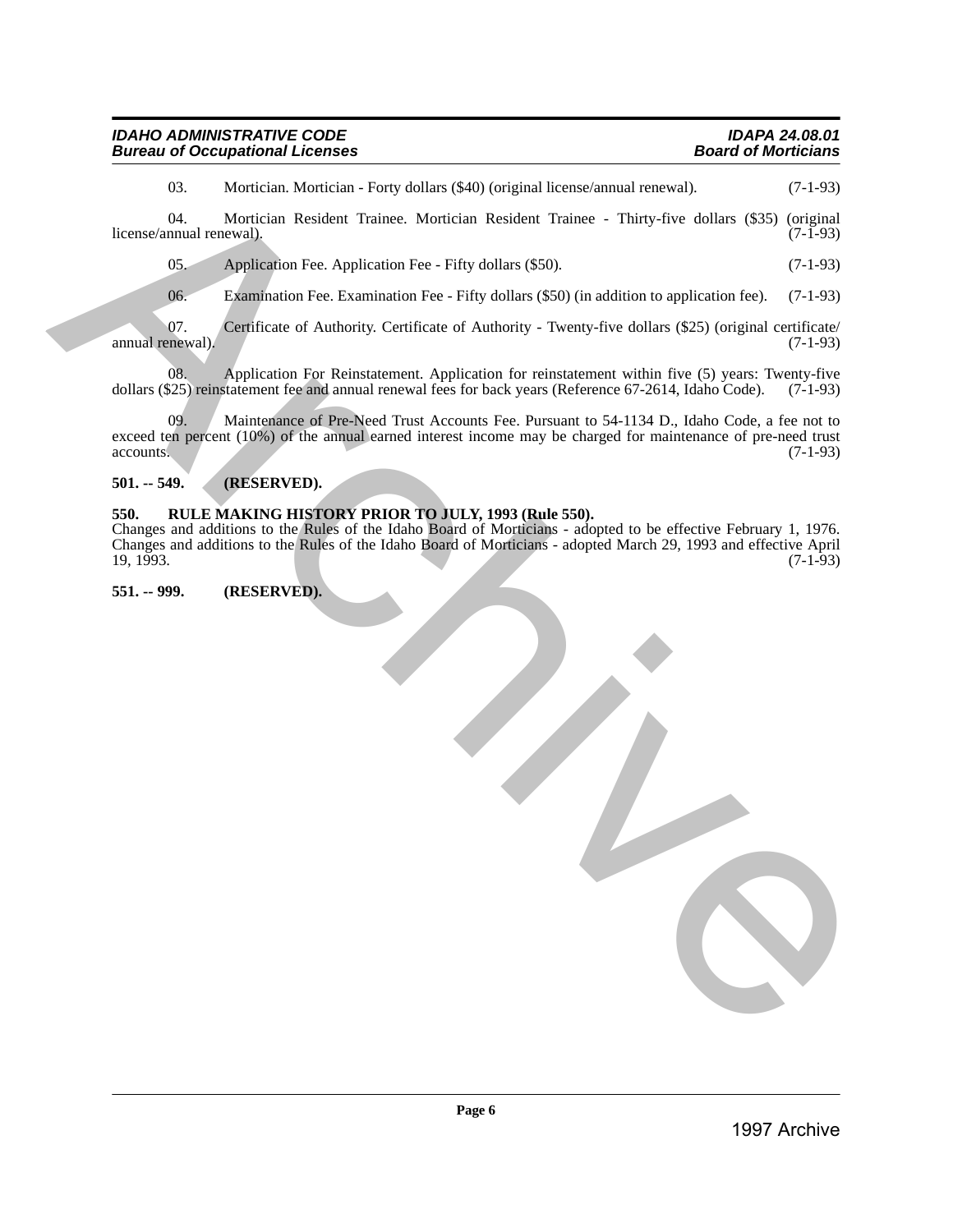03. Mortician. Mortician - Forty dollars ($40) (original license/annual renewal). (7-1-93)

04. Mortician Resident Trainee. Mortician Resident Trainee - Thirty-five dollars ($35) (original license/annual renewal). (7-1-93)

05. Application Fee. Application Fee - Fifty dollars ($50). (7-1-93)

06. Examination Fee. Examination Fee - Fifty dollars ($50) (in addition to application fee). (7-1-93)

07. Certificate of Authority. Certificate of Authority - Twenty-five dollars ($25) (original certificate/ annual renewal). (7-1-93)

08. Application For Reinstatement. Application for reinstatement within five (5) years: Twenty-five dollars ($25) reinstatement fee and annual renewal fees for back years (Reference 67-2614, Idaho Code). (7-1-93)

09. Maintenance of Pre-Need Trust Accounts Fee. Pursuant to 54-1134 D., Idaho Code, a fee not to exceed ten percent (10%) of the annual earned interest income may be charged for maintenance of pre-need trust accounts. (7-1-93)

**501. -- 549. (RESERVED).**

**550. RULE MAKING HISTORY PRIOR TO JULY, 1993 (Rule 550).**

Changes and additions to the Rules of the Idaho Board of Morticians - adopted to be effective February 1, 1976. Changes and additions to the Rules of the Idaho Board of Morticians - adopted March 29, 1993 and effective April 19, 1993. (7-1-93)

**551. -- 999. (RESERVED).**